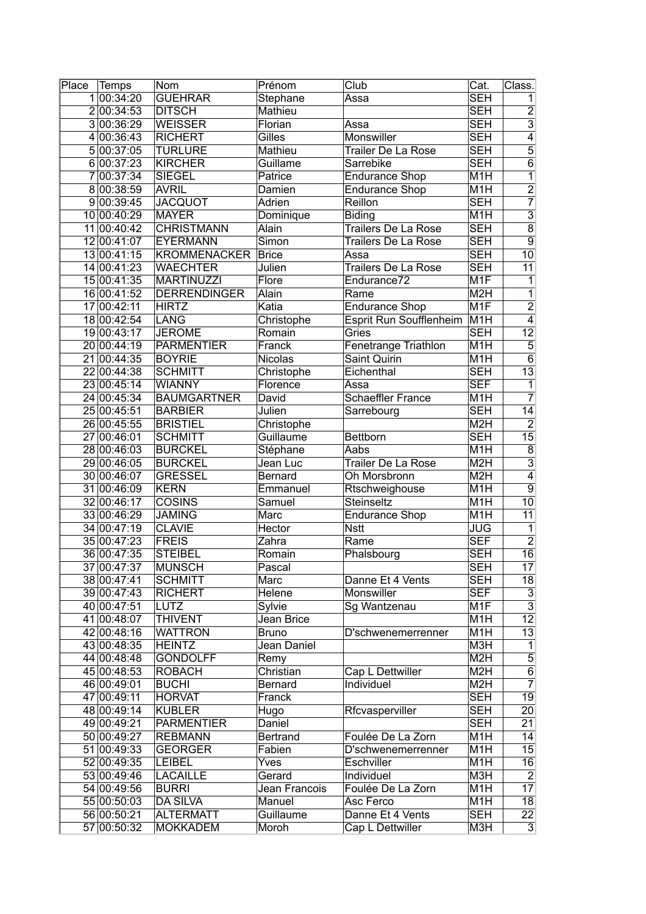| Place | Temps | Nom | Prénom | Club | Cat. | Class. |
|---|---|---|---|---|---|---|
| 1 | 00:34:20 | GUEHRAR | Stephane | Assa | SEH | 1 |
| 2 | 00:34:53 | DITSCH | Mathieu | | SEH | 2 |
| 3 | 00:36:29 | WEISSER | Florian | Assa | SEH | 3 |
| 4 | 00:36:43 | RICHERT | Gilles | Monswiller | SEH | 4 |
| 5 | 00:37:05 | TURLURE | Mathieu | Trailer De La Rose | SEH | 5 |
| 6 | 00:37:23 | KIRCHER | Guillame | Sarrebike | SEH | 6 |
| 7 | 00:37:34 | SIEGEL | Patrice | Endurance Shop | M1H | 1 |
| 8 | 00:38:59 | AVRIL | Damien | Endurance Shop | M1H | 2 |
| 9 | 00:39:45 | JACQUOT | Adrien | Reillon | SEH | 7 |
| 10 | 00:40:29 | MAYER | Dominique | Biding | M1H | 3 |
| 11 | 00:40:42 | CHRISTMANN | Alain | Trailers De La Rose | SEH | 8 |
| 12 | 00:41:07 | EYERMANN | Simon | Trailers De La Rose | SEH | 9 |
| 13 | 00:41:15 | KROMMENACKER | Brice | Assa | SEH | 10 |
| 14 | 00:41:23 | WAECHTER | Julien | Trailers De La Rose | SEH | 11 |
| 15 | 00:41:35 | MARTINUZZI | Flore | Endurance72 | M1F | 1 |
| 16 | 00:41:52 | DERRENDINGER | Alain | Rame | M2H | 1 |
| 17 | 00:42:11 | HIRTZ | Katia | Endurance Shop | M1F | 2 |
| 18 | 00:42:54 | LANG | Christophe | Esprit Run Soufflenheim | M1H | 4 |
| 19 | 00:43:17 | JEROME | Romain | Gries | SEH | 12 |
| 20 | 00:44:19 | PARMENTIER | Franck | Fenetrange Triathlon | M1H | 5 |
| 21 | 00:44:35 | BOYRIE | Nicolas | Saint Quirin | M1H | 6 |
| 22 | 00:44:38 | SCHMITT | Christophe | Eichenthal | SEH | 13 |
| 23 | 00:45:14 | WIANNY | Florence | Assa | SEF | 1 |
| 24 | 00:45:34 | BAUMGARTNER | David | Schaeffler France | M1H | 7 |
| 25 | 00:45:51 | BARBIER | Julien | Sarrebourg | SEH | 14 |
| 26 | 00:45:55 | BRISTIEL | Christophe | | M2H | 2 |
| 27 | 00:46:01 | SCHMITT | Guillaume | Bettborn | SEH | 15 |
| 28 | 00:46:03 | BURCKEL | Stéphane | Aabs | M1H | 8 |
| 29 | 00:46:05 | BURCKEL | Jean Luc | Trailer De La Rose | M2H | 3 |
| 30 | 00:46:07 | GRESSEL | Bernard | Oh Morsbronn | M2H | 4 |
| 31 | 00:46:09 | KERN | Emmanuel | Rtschweighouse | M1H | 9 |
| 32 | 00:46:17 | COSINS | Samuel | Steinseltz | M1H | 10 |
| 33 | 00:46:29 | JAMING | Marc | Endurance Shop | M1H | 11 |
| 34 | 00:47:19 | CLAVIE | Hector | Nstt | JUG | 1 |
| 35 | 00:47:23 | FREIS | Zahra | Rame | SEF | 2 |
| 36 | 00:47:35 | STEIBEL | Romain | Phalsbourg | SEH | 16 |
| 37 | 00:47:37 | MUNSCH | Pascal | | SEH | 17 |
| 38 | 00:47:41 | SCHMITT | Marc | Danne Et 4 Vents | SEH | 18 |
| 39 | 00:47:43 | RICHERT | Helene | Monswiller | SEF | 3 |
| 40 | 00:47:51 | LUTZ | Sylvie | Sg Wantzenau | M1F | 3 |
| 41 | 00:48:07 | THIVENT | Jean Brice | | M1H | 12 |
| 42 | 00:48:16 | WATTRON | Bruno | D'schwenemerrenner | M1H | 13 |
| 43 | 00:48:35 | HEINTZ | Jean Daniel | | M3H | 1 |
| 44 | 00:48:48 | GONDOLFF | Remy | | M2H | 5 |
| 45 | 00:48:53 | ROBACH | Christian | Cap L Dettwiller | M2H | 6 |
| 46 | 00:49:01 | BUCHI | Bernard | Individuel | M2H | 7 |
| 47 | 00:49:11 | HORVAT | Franck | | SEH | 19 |
| 48 | 00:49:14 | KUBLER | Hugo | Rfcvasperviller | SEH | 20 |
| 49 | 00:49:21 | PARMENTIER | Daniel | | SEH | 21 |
| 50 | 00:49:27 | REBMANN | Bertrand | Foulée De La Zorn | M1H | 14 |
| 51 | 00:49:33 | GEORGER | Fabien | D'schwenemerrenner | M1H | 15 |
| 52 | 00:49:35 | LEIBEL | Yves | Eschviller | M1H | 16 |
| 53 | 00:49:46 | LACAILLE | Gerard | Individuel | M3H | 2 |
| 54 | 00:49:56 | BURRI | Jean Francois | Foulée De La Zorn | M1H | 17 |
| 55 | 00:50:03 | DA SILVA | Manuel | Asc Ferco | M1H | 18 |
| 56 | 00:50:21 | ALTERMATT | Guillaume | Danne Et 4 Vents | SEH | 22 |
| 57 | 00:50:32 | MOKKADEM | Moroh | Cap L Dettwiller | M3H | 3 |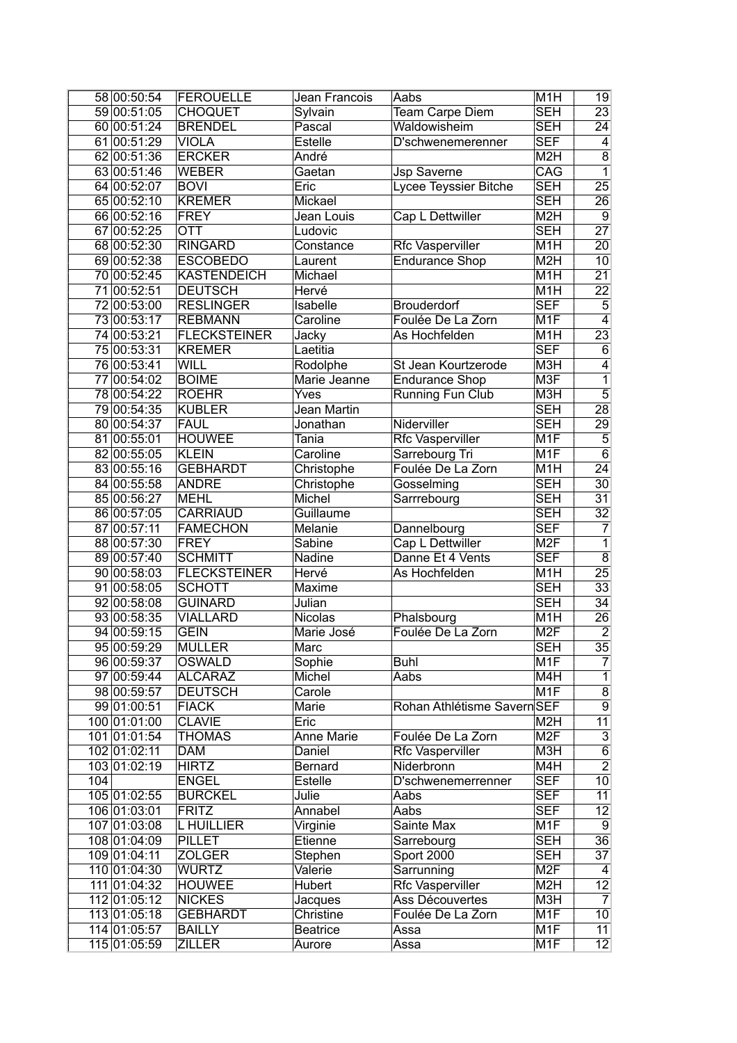| | | | | | | |
|---|---|---|---|---|---|---|
| 58 | 00:50:54 | FEROUELLE | Jean Francois | Aabs | M1H | 19 |
| 59 | 00:51:05 | CHOQUET | Sylvain | Team Carpe Diem | SEH | 23 |
| 60 | 00:51:24 | BRENDEL | Pascal | Waldowisheim | SEH | 24 |
| 61 | 00:51:29 | VIOLA | Estelle | D'schwenemerenner | SEF | 4 |
| 62 | 00:51:36 | ERCKER | André | | M2H | 8 |
| 63 | 00:51:46 | WEBER | Gaetan | Jsp Saverne | CAG | 1 |
| 64 | 00:52:07 | BOVI | Eric | Lycee Teyssier Bitche | SEH | 25 |
| 65 | 00:52:10 | KREMER | Mickael | | SEH | 26 |
| 66 | 00:52:16 | FREY | Jean Louis | Cap L Dettwiller | M2H | 9 |
| 67 | 00:52:25 | OTT | Ludovic | | SEH | 27 |
| 68 | 00:52:30 | RINGARD | Constance | Rfc Vasperviller | M1H | 20 |
| 69 | 00:52:38 | ESCOBEDO | Laurent | Endurance Shop | M2H | 10 |
| 70 | 00:52:45 | KASTENDEICH | Michael | | M1H | 21 |
| 71 | 00:52:51 | DEUTSCH | Hervé | | M1H | 22 |
| 72 | 00:53:00 | RESLINGER | Isabelle | Brouderdorf | SEF | 5 |
| 73 | 00:53:17 | REBMANN | Caroline | Foulée De La Zorn | M1F | 4 |
| 74 | 00:53:21 | FLECKSTEINER | Jacky | As Hochfelden | M1H | 23 |
| 75 | 00:53:31 | KREMER | Laetitia | | SEF | 6 |
| 76 | 00:53:41 | WILL | Rodolphe | St Jean Kourtzerode | M3H | 4 |
| 77 | 00:54:02 | BOIME | Marie Jeanne | Endurance Shop | M3F | 1 |
| 78 | 00:54:22 | ROEHR | Yves | Running Fun Club | M3H | 5 |
| 79 | 00:54:35 | KUBLER | Jean Martin | | SEH | 28 |
| 80 | 00:54:37 | FAUL | Jonathan | Niderviller | SEH | 29 |
| 81 | 00:55:01 | HOUWEE | Tania | Rfc Vasperviller | M1F | 5 |
| 82 | 00:55:05 | KLEIN | Caroline | Sarrebourg Tri | M1F | 6 |
| 83 | 00:55:16 | GEBHARDT | Christophe | Foulée De La Zorn | M1H | 24 |
| 84 | 00:55:58 | ANDRE | Christophe | Gosselming | SEH | 30 |
| 85 | 00:56:27 | MEHL | Michel | Sarrrebourg | SEH | 31 |
| 86 | 00:57:05 | CARRIAUD | Guillaume | | SEH | 32 |
| 87 | 00:57:11 | FAMECHON | Melanie | Dannelbourg | SEF | 7 |
| 88 | 00:57:30 | FREY | Sabine | Cap L Dettwiller | M2F | 1 |
| 89 | 00:57:40 | SCHMITT | Nadine | Danne Et 4 Vents | SEF | 8 |
| 90 | 00:58:03 | FLECKSTEINER | Hervé | As Hochfelden | M1H | 25 |
| 91 | 00:58:05 | SCHOTT | Maxime | | SEH | 33 |
| 92 | 00:58:08 | GUINARD | Julian | | SEH | 34 |
| 93 | 00:58:35 | VIALLARD | Nicolas | Phalsbourg | M1H | 26 |
| 94 | 00:59:15 | GEIN | Marie José | Foulée De La Zorn | M2F | 2 |
| 95 | 00:59:29 | MULLER | Marc | | SEH | 35 |
| 96 | 00:59:37 | OSWALD | Sophie | Buhl | M1F | 7 |
| 97 | 00:59:44 | ALCARAZ | Michel | Aabs | M4H | 1 |
| 98 | 00:59:57 | DEUTSCH | Carole | | M1F | 8 |
| 99 | 01:00:51 | FIACK | Marie | Rohan Athlétisme Savern | SEF | 9 |
| 100 | 01:01:00 | CLAVIE | Eric | | M2H | 11 |
| 101 | 01:01:54 | THOMAS | Anne Marie | Foulée De La Zorn | M2F | 3 |
| 102 | 01:02:11 | DAM | Daniel | Rfc Vasperviller | M3H | 6 |
| 103 | 01:02:19 | HIRTZ | Bernard | Niderbronn | M4H | 2 |
| 104 | | ENGEL | Estelle | D'schwenemerrenner | SEF | 10 |
| 105 | 01:02:55 | BURCKEL | Julie | Aabs | SEF | 11 |
| 106 | 01:03:01 | FRITZ | Annabel | Aabs | SEF | 12 |
| 107 | 01:03:08 | L HUILLIER | Virginie | Sainte Max | M1F | 9 |
| 108 | 01:04:09 | PILLET | Etienne | Sarrebourg | SEH | 36 |
| 109 | 01:04:11 | ZOLGER | Stephen | Sport 2000 | SEH | 37 |
| 110 | 01:04:30 | WURTZ | Valerie | Sarrunning | M2F | 4 |
| 111 | 01:04:32 | HOUWEE | Hubert | Rfc Vasperviller | M2H | 12 |
| 112 | 01:05:12 | NICKES | Jacques | Ass Découvertes | M3H | 7 |
| 113 | 01:05:18 | GEBHARDT | Christine | Foulée De La Zorn | M1F | 10 |
| 114 | 01:05:57 | BAILLY | Beatrice | Assa | M1F | 11 |
| 115 | 01:05:59 | ZILLER | Aurore | Assa | M1F | 12 |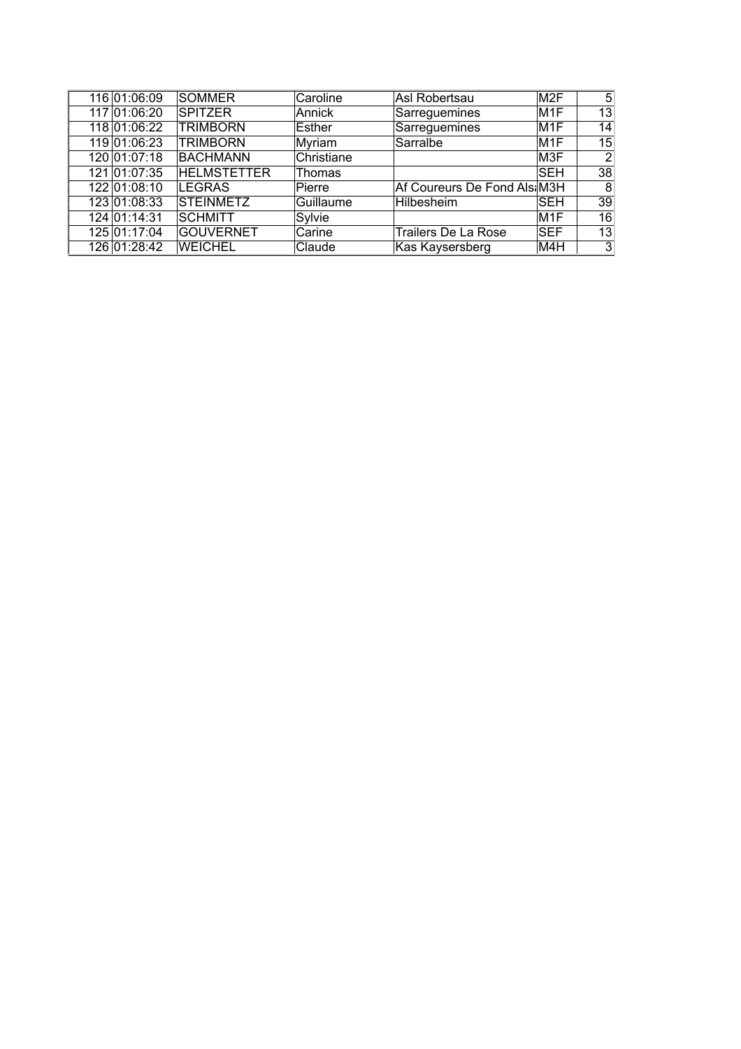| | | | | | | |
|---|---|---|---|---|---|---|
| 116 | 01:06:09 | SOMMER | Caroline | Asl Robertsau | M2F | 5 |
| 117 | 01:06:20 | SPITZER | Annick | Sarreguemines | M1F | 13 |
| 118 | 01:06:22 | TRIMBORN | Esther | Sarreguemines | M1F | 14 |
| 119 | 01:06:23 | TRIMBORN | Myriam | Sarralbe | M1F | 15 |
| 120 | 01:07:18 | BACHMANN | Christiane | | M3F | 2 |
| 121 | 01:07:35 | HELMSTETTER | Thomas | | SEH | 38 |
| 122 | 01:08:10 | LEGRAS | Pierre | Af Coureurs De Fond Als | M3H | 8 |
| 123 | 01:08:33 | STEINMETZ | Guillaume | Hilbesheim | SEH | 39 |
| 124 | 01:14:31 | SCHMITT | Sylvie | | M1F | 16 |
| 125 | 01:17:04 | GOUVERNET | Carine | Trailers De La Rose | SEF | 13 |
| 126 | 01:28:42 | WEICHEL | Claude | Kas Kaysersberg | M4H | 3 |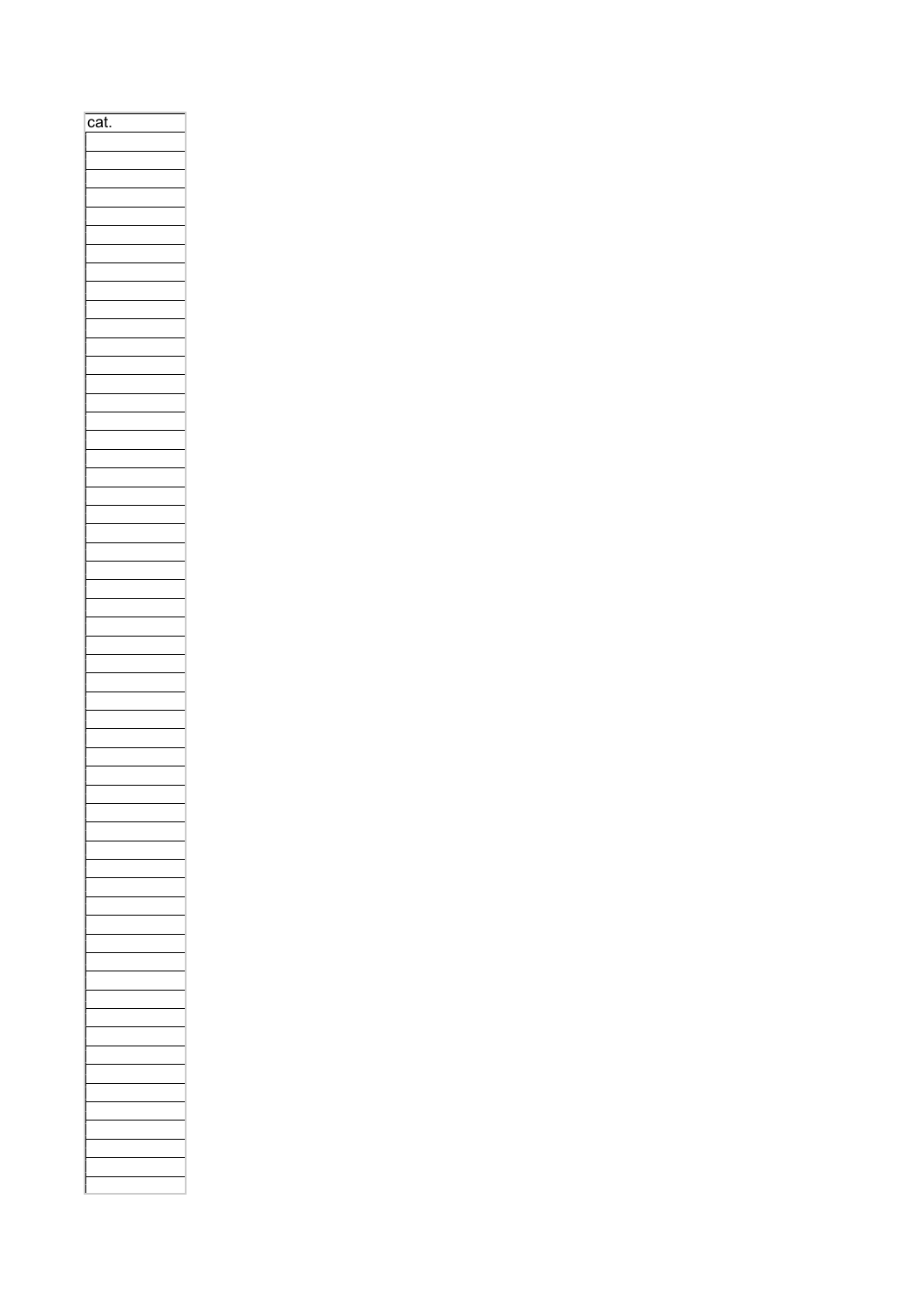| cat. |
| --- |
| |
| |
| |
| |
| |
| |
| |
| |
| |
| |
| |
| |
| |
| |
| |
| |
| |
| |
| |
| |
| |
| |
| |
| |
| |
| |
| |
| |
| |
| |
| |
| |
| |
| |
| |
| |
| |
| |
| |
| |
| |
| |
| |
| |
| |
| |
| |
| |
| |
| |
| |
| |
| |
| |
| |
| |
| |